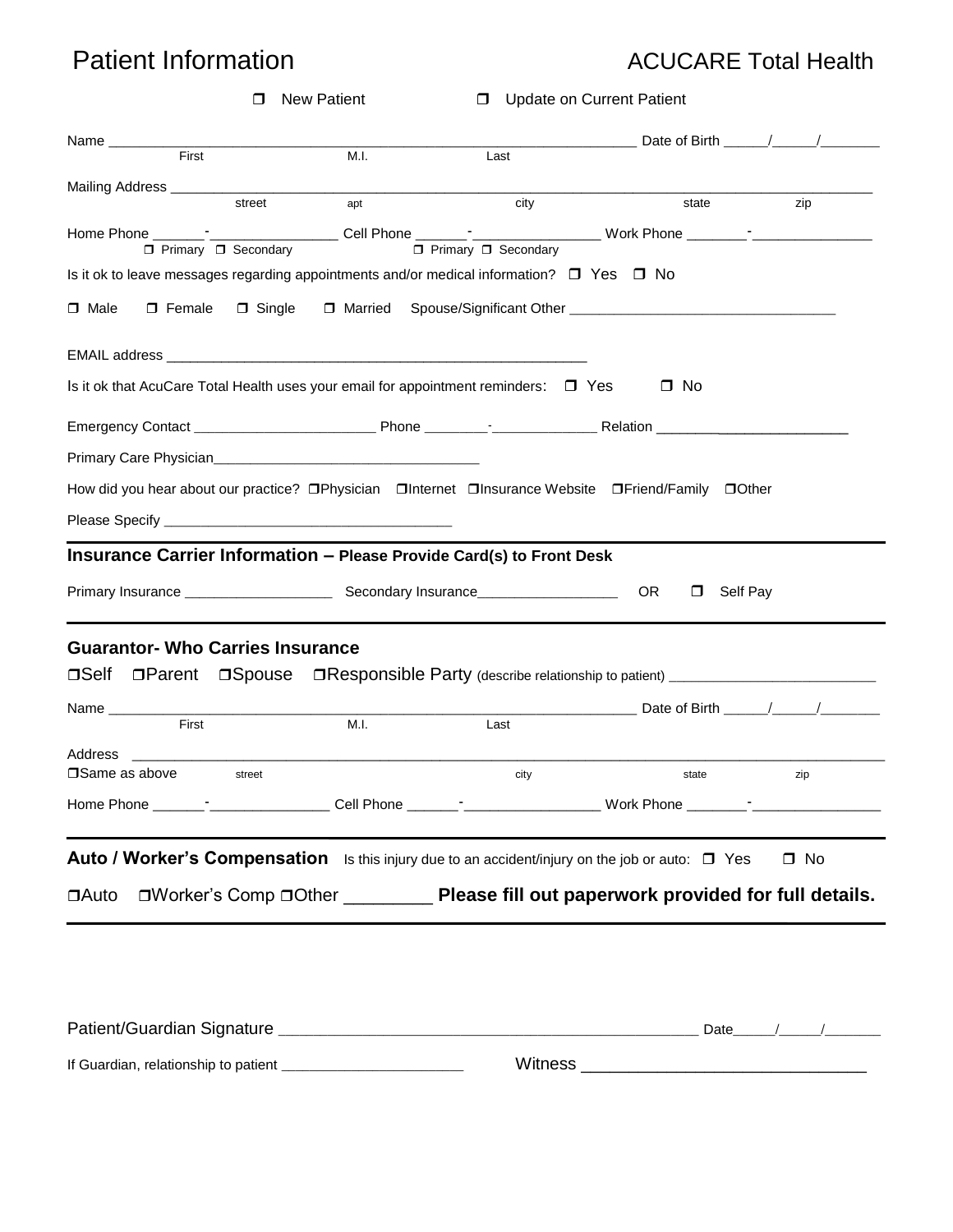# Patient Information

ACUCARE Total Health

☐ New Patient ☐ Update on Current Patient

Name ______________________________________________ Date of Birth _____/_____/_______
First M.I. Last

Mailing Address ____________________________________________________________________
street apt city state zip

Home Phone ______-_______________ Cell Phone ______-_______________ Work Phone _______-_______________
☐ Primary ☐ Secondary ☐ Primary ☐ Secondary

Is it ok to leave messages regarding appointments and/or medical information? ☐ Yes ☐ No

☐ Male ☐ Female ☐ Single ☐ Married Spouse/Significant Other ______________________________

EMAIL address ______________________________________________

Is it ok that AcuCare Total Health uses your email for appointment reminders: ☐ Yes ☐ No

Emergency Contact ______________________ Phone ________-_____________ Relation ________________________

Primary Care Physician________________________________

How did you hear about our practice? ☐Physician ☐Internet ☐Insurance Website ☐Friend/Family ☐Other

Please Specify ___________________________________

## Insurance Carrier Information – Please Provide Card(s) to Front Desk

Primary Insurance __________________ Secondary Insurance_________________ OR ☐ Self Pay

## Guarantor- Who Carries Insurance

☐Self ☐Parent ☐Spouse ☐Responsible Party (describe relationship to patient) _________________________

Name ______________________________________________ Date of Birth _____/_____/_______
First M.I. Last

Address ____________________________________________________________________
☐Same as above street city state zip

Home Phone ______-_______________ Cell Phone ______-_______________ Work Phone _______-_______________

## Auto / Worker's Compensation

Is this injury due to an accident/injury on the job or auto: ☐ Yes ☐ No

☐Auto ☐Worker's Comp ☐Other ________ **Please fill out paperwork provided for full details.**

Patient/Guardian Signature ____________________________________________ Date_____/_____/_______

If Guardian, relationship to patient ______________________ Witness ____________________________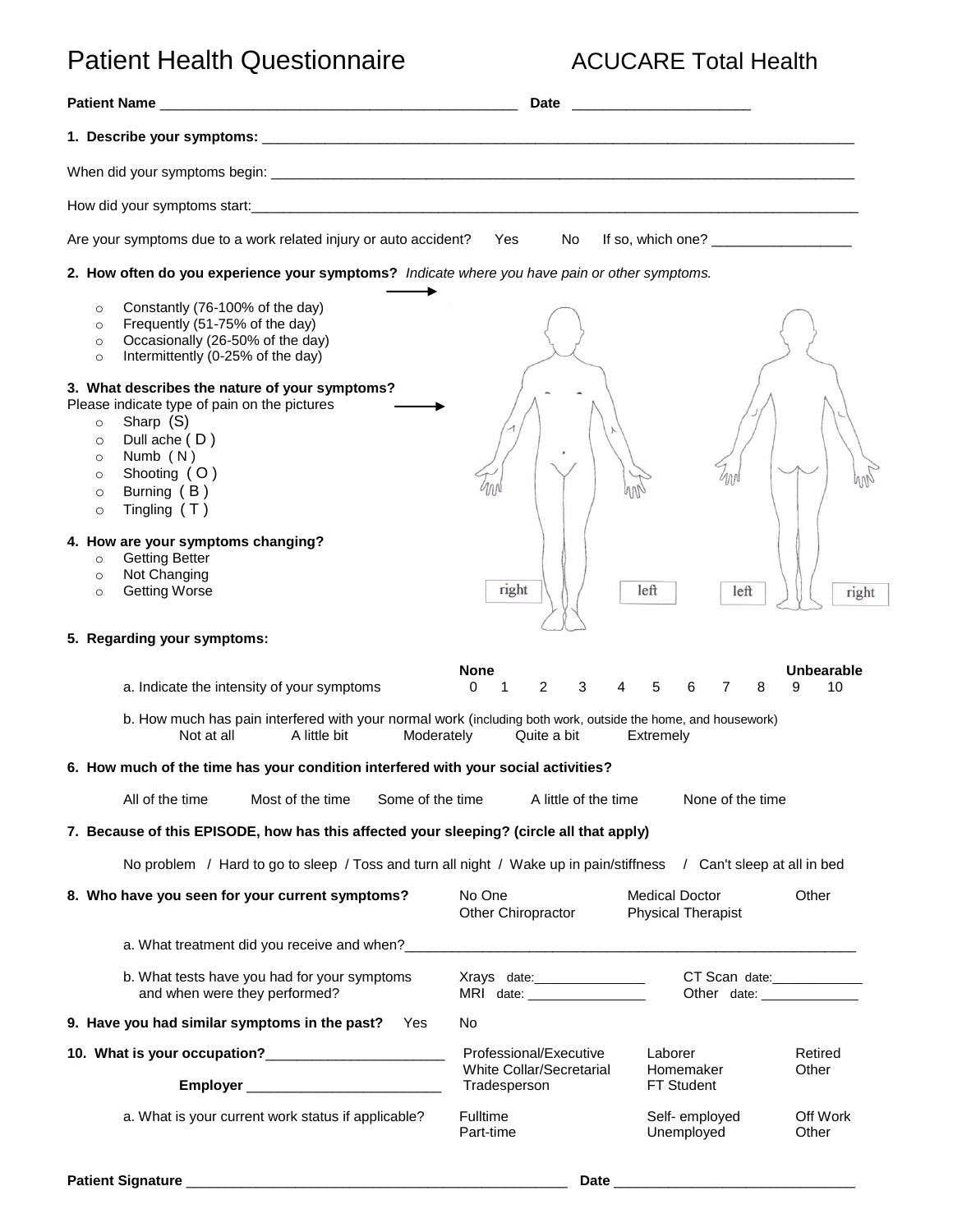# Patient Health Questionnaire

## ACUCARE Total Health

**Patient Name** ______________________________________________ **Date** ______________________

**1. Describe your symptoms:** ________________________________________________________________________________

When did your symptoms begin: ________________________________________________________________________________

How did your symptoms start: ________________________________________________________________________________

Are your symptoms due to a work related injury or auto accident? Yes No If so, which one? __________________

**2. How often do you experience your symptoms?** *Indicate where you have pain or other symptoms.*

- Constantly (76-100% of the day)
- Frequently (51-75% of the day)
- Occasionally (26-50% of the day)
- Intermittently (0-25% of the day)

**3. What describes the nature of your symptoms?**
Please indicate type of pain on the pictures

- Sharp (S)
- Dull ache ( D )
- Numb ( N )
- Shooting ( O )
- Burning ( B )
- Tingling ( T )

right left left right

**4. How are your symptoms changing?**

- Getting Better
- Not Changing
- Getting Worse

**5. Regarding your symptoms:**

a. Indicate the intensity of your symptoms

| None | | | | | | | | | | Unbearable |
|---|---|---|---|---|---|---|---|---|---|---|
| 0 | 1 | 2 | 3 | 4 | 5 | 6 | 7 | 8 | 9 | 10 |

b. How much has pain interfered with your normal work (including both work, outside the home, and housework)

Not at all A little bit Moderately Quite a bit Extremely

**6. How much of the time has your condition interfered with your social activities?**

All of the time Most of the time Some of the time A little of the time None of the time

**7. Because of this EPISODE, how has this affected your sleeping? (circle all that apply)**

No problem / Hard to go to sleep / Toss and turn all night / Wake up in pain/stiffness / Can't sleep at all in bed

**8. Who have you seen for your current symptoms?** No One Medical Doctor Other
Other Chiropractor Physical Therapist

a. What treatment did you receive and when? ____________________________________________________________

b. What tests have you had for your symptoms and when were they performed? Xrays date: _______________ CT Scan date: ____________
MRI date: ________________ Other date: _____________

**9. Have you had similar symptoms in the past?** Yes No

**10. What is your occupation?** _______________________ Professional/Executive Laborer Retired
White Collar/Secretarial Homemaker Other

**Employer** _________________________ Tradesperson FT Student

a. What is your current work status if applicable? Fulltime Self- employed Off Work
Part-time Unemployed Other

**Patient Signature** ___________________________________________________ **Date** _______________________________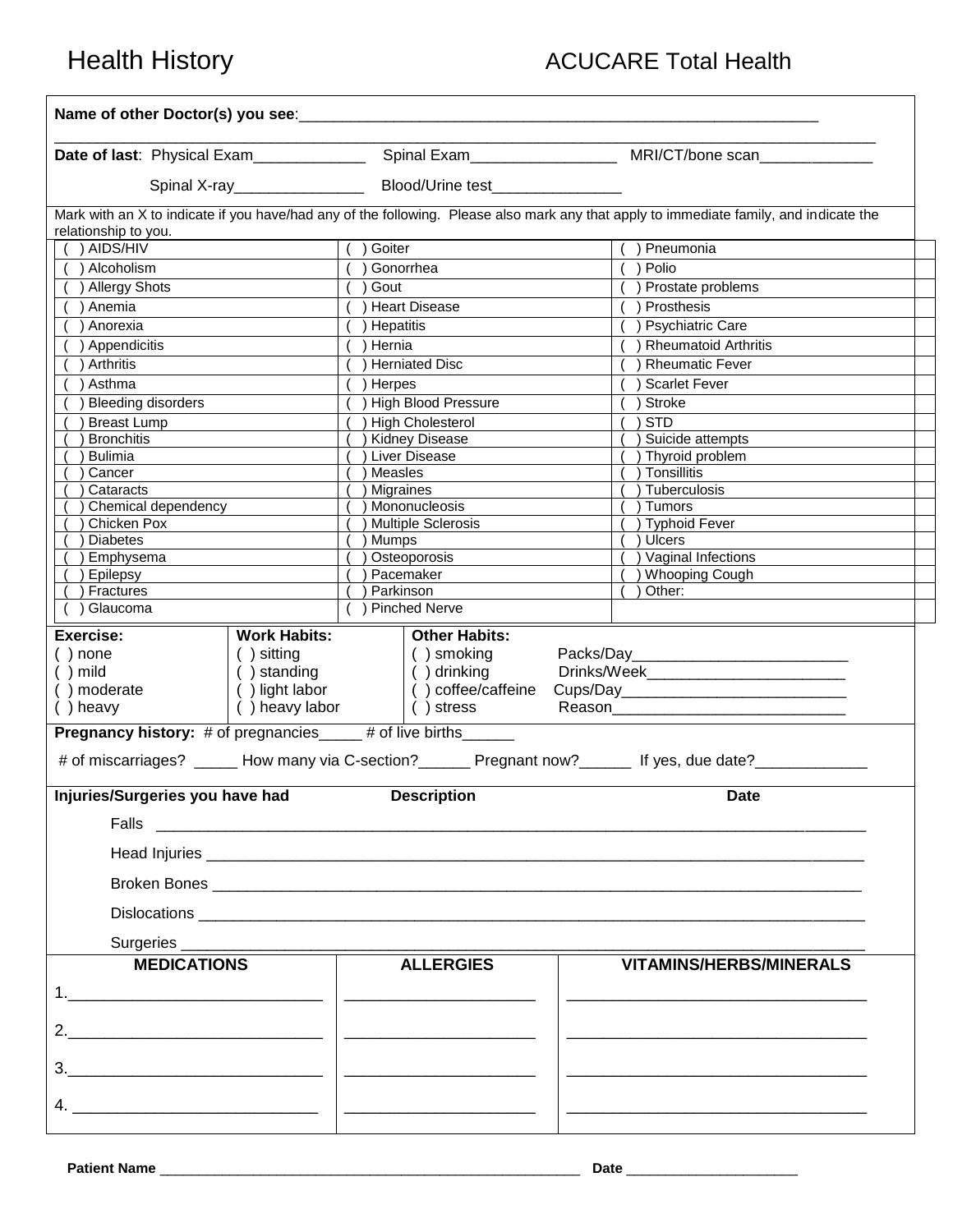# Health History

ACUCARE Total Health

**Name of other Doctor(s) you see**:_______________________________________________________________

_________________________________________________________________________________________

**Date of last**: Physical Exam_____________ Spinal Exam________________ MRI/CT/bone scan_____________

Spinal X-ray_______________ Blood/Urine test_______________

Mark with an X to indicate if you have/had any of the following. Please also mark any that apply to immediate family, and indicate the relationship to you.

| | | |
|---|---|---|
| ( ) AIDS/HIV | ( ) Goiter | ( ) Pneumonia |
| ( ) Alcoholism | ( ) Gonorrhea | ( ) Polio |
| ( ) Allergy Shots | ( ) Gout | ( ) Prostate problems |
| ( ) Anemia | ( ) Heart Disease | ( ) Prosthesis |
| ( ) Anorexia | ( ) Hepatitis | ( ) Psychiatric Care |
| ( ) Appendicitis | ( ) Hernia | ( ) Rheumatoid Arthritis |
| ( ) Arthritis | ( ) Herniated Disc | ( ) Rheumatic Fever |
| ( ) Asthma | ( ) Herpes | ( ) Scarlet Fever |
| ( ) Bleeding disorders | ( ) High Blood Pressure | ( ) Stroke |
| ( ) Breast Lump | ( ) High Cholesterol | ( ) STD |
| ( ) Bronchitis | ( ) Kidney Disease | ( ) Suicide attempts |
| ( ) Bulimia | ( ) Liver Disease | ( ) Thyroid problem |
| ( ) Cancer | ( ) Measles | ( ) Tonsillitis |
| ( ) Cataracts | ( ) Migraines | ( ) Tuberculosis |
| ( ) Chemical dependency | ( ) Mononucleosis | ( ) Tumors |
| ( ) Chicken Pox | ( ) Multiple Sclerosis | ( ) Typhoid Fever |
| ( ) Diabetes | ( ) Mumps | ( ) Ulcers |
| ( ) Emphysema | ( ) Osteoporosis | ( ) Vaginal Infections |
| ( ) Epilepsy | ( ) Pacemaker | ( ) Whooping Cough |
| ( ) Fractures | ( ) Parkinson | ( ) Other: |
| ( ) Glaucoma | ( ) Pinched Nerve | |

| **Exercise:** | **Work Habits:** | **Other Habits:** | |
|---|---|---|---|
| ( ) none | ( ) sitting | ( ) smoking | Packs/Day_________________________ |
| ( ) mild | ( ) standing | ( ) drinking | Drinks/Week_______________________ |
| ( ) moderate | ( ) light labor | ( ) coffee/caffeine | Cups/Day__________________________ |
| ( ) heavy | ( ) heavy labor | ( ) stress | Reason____________________________ |

**Pregnancy history:** # of pregnancies_____ # of live births______

# of miscarriages? _____ How many via C-section?______ Pregnant now?______ If yes, due date?_____________

**Injuries/Surgeries you have had** **Description** **Date**

Falls ___________________________________________________________________________________

Head Injuries ____________________________________________________________________________

Broken Bones ____________________________________________________________________________

Dislocations _____________________________________________________________________________

Surgeries _______________________________________________________________________________

| **MEDICATIONS** | **ALLERGIES** | **VITAMINS/HERBS/MINERALS** |
|---|---|---|
| 1.____________________________ | _____________________ | __________________________________ |
| 2.____________________________ | _____________________ | __________________________________ |
| 3.____________________________ | _____________________ | __________________________________ |
| 4. ___________________________ | _____________________ | __________________________________ |

**Patient Name** _______________________________________________________ **Date** _____________________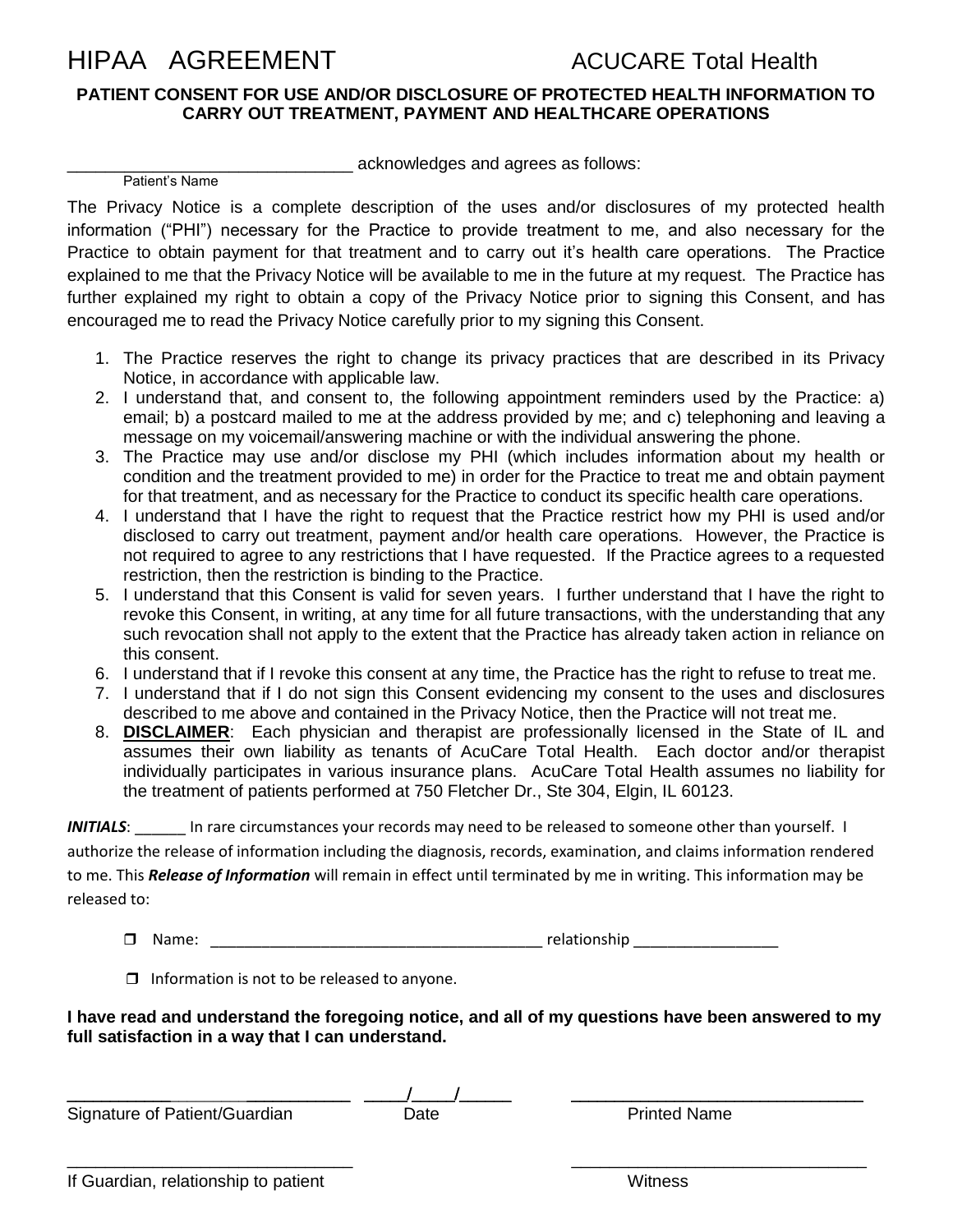# HIPAA AGREEMENT

ACUCARE Total Health

**PATIENT CONSENT FOR USE AND/OR DISCLOSURE OF PROTECTED HEALTH INFORMATION TO CARRY OUT TREATMENT, PAYMENT AND HEALTHCARE OPERATIONS**

_____________________________ acknowledges and agrees as follows:
Patient's Name

The Privacy Notice is a complete description of the uses and/or disclosures of my protected health information ("PHI") necessary for the Practice to provide treatment to me, and also necessary for the Practice to obtain payment for that treatment and to carry out it's health care operations. The Practice explained to me that the Privacy Notice will be available to me in the future at my request. The Practice has further explained my right to obtain a copy of the Privacy Notice prior to signing this Consent, and has encouraged me to read the Privacy Notice carefully prior to my signing this Consent.

1. The Practice reserves the right to change its privacy practices that are described in its Privacy Notice, in accordance with applicable law.
2. I understand that, and consent to, the following appointment reminders used by the Practice: a) email; b) a postcard mailed to me at the address provided by me; and c) telephoning and leaving a message on my voicemail/answering machine or with the individual answering the phone.
3. The Practice may use and/or disclose my PHI (which includes information about my health or condition and the treatment provided to me) in order for the Practice to treat me and obtain payment for that treatment, and as necessary for the Practice to conduct its specific health care operations.
4. I understand that I have the right to request that the Practice restrict how my PHI is used and/or disclosed to carry out treatment, payment and/or health care operations. However, the Practice is not required to agree to any restrictions that I have requested. If the Practice agrees to a requested restriction, then the restriction is binding to the Practice.
5. I understand that this Consent is valid for seven years. I further understand that I have the right to revoke this Consent, in writing, at any time for all future transactions, with the understanding that any such revocation shall not apply to the extent that the Practice has already taken action in reliance on this consent.
6. I understand that if I revoke this consent at any time, the Practice has the right to refuse to treat me.
7. I understand that if I do not sign this Consent evidencing my consent to the uses and disclosures described to me above and contained in the Privacy Notice, then the Practice will not treat me.
8. **DISCLAIMER**: Each physician and therapist are professionally licensed in the State of IL and assumes their own liability as tenants of AcuCare Total Health. Each doctor and/or therapist individually participates in various insurance plans. AcuCare Total Health assumes no liability for the treatment of patients performed at 750 Fletcher Dr., Ste 304, Elgin, IL 60123.

***INITIALS***: ______ In rare circumstances your records may need to be released to someone other than yourself. I authorize the release of information including the diagnosis, records, examination, and claims information rendered to me. This ***Release of Information*** will remain in effect until terminated by me in writing. This information may be released to:

- ☐ Name: ______________________________________ relationship ________________
- ☐ Information is not to be released to anyone.

**I have read and understand the foregoing notice, and all of my questions have been answered to my full satisfaction in a way that I can understand.**

______________________________ ____/____/_____ ______________________________
Signature of Patient/Guardian Date Printed Name

______________________________ ______________________________
If Guardian, relationship to patient Witness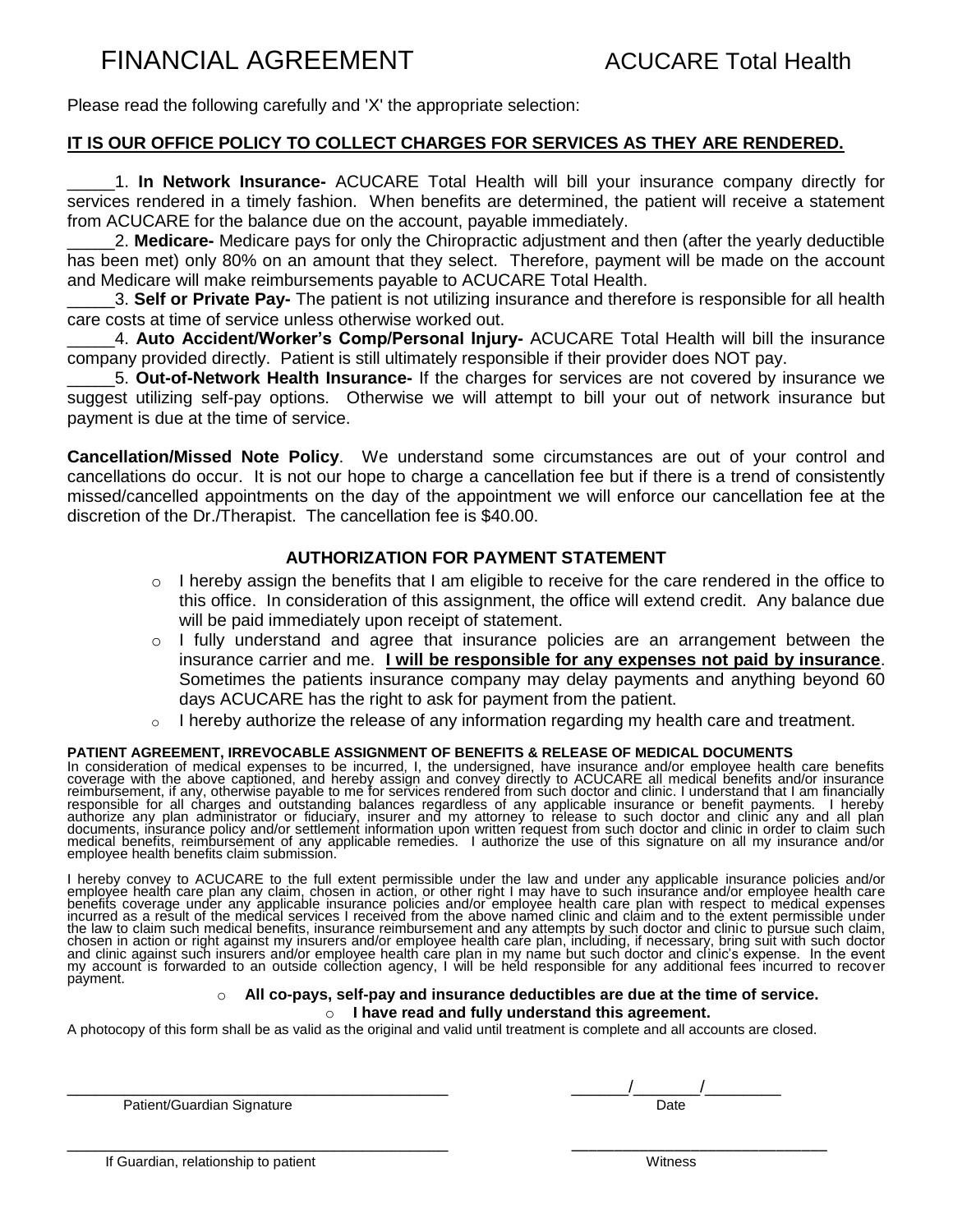# FINANCIAL AGREEMENT ACUCARE Total Health

Please read the following carefully and 'X' the appropriate selection:

**IT IS OUR OFFICE POLICY TO COLLECT CHARGES FOR SERVICES AS THEY ARE RENDERED.**

_____1. **In Network Insurance-** ACUCARE Total Health will bill your insurance company directly for services rendered in a timely fashion. When benefits are determined, the patient will receive a statement from ACUCARE for the balance due on the account, payable immediately.

_____2. **Medicare-** Medicare pays for only the Chiropractic adjustment and then (after the yearly deductible has been met) only 80% on an amount that they select. Therefore, payment will be made on the account and Medicare will make reimbursements payable to ACUCARE Total Health.

_____3. **Self or Private Pay-** The patient is not utilizing insurance and therefore is responsible for all health care costs at time of service unless otherwise worked out.

_____4. **Auto Accident/Worker's Comp/Personal Injury-** ACUCARE Total Health will bill the insurance company provided directly. Patient is still ultimately responsible if their provider does NOT pay.

_____5. **Out-of-Network Health Insurance-** If the charges for services are not covered by insurance we suggest utilizing self-pay options. Otherwise we will attempt to bill your out of network insurance but payment is due at the time of service.

**Cancellation/Missed Note Policy**. We understand some circumstances are out of your control and cancellations do occur. It is not our hope to charge a cancellation fee but if there is a trend of consistently missed/cancelled appointments on the day of the appointment we will enforce our cancellation fee at the discretion of the Dr./Therapist. The cancellation fee is $40.00.

### AUTHORIZATION FOR PAYMENT STATEMENT

- I hereby assign the benefits that I am eligible to receive for the care rendered in the office to this office. In consideration of this assignment, the office will extend credit. Any balance due will be paid immediately upon receipt of statement.
- I fully understand and agree that insurance policies are an arrangement between the insurance carrier and me. **I will be responsible for any expenses not paid by insurance**. Sometimes the patients insurance company may delay payments and anything beyond 60 days ACUCARE has the right to ask for payment from the patient.
- I hereby authorize the release of any information regarding my health care and treatment.

**PATIENT AGREEMENT, IRREVOCABLE ASSIGNMENT OF BENEFITS & RELEASE OF MEDICAL DOCUMENTS**

In consideration of medical expenses to be incurred, I, the undersigned, have insurance and/or employee health care benefits coverage with the above captioned, and hereby assign and convey directly to ACUCARE all medical benefits and/or insurance reimbursement, if any, otherwise payable to me for services rendered from such doctor and clinic. I understand that I am financially responsible for all charges and outstanding balances regardless of any applicable insurance or benefit payments. I hereby authorize any plan administrator or fiduciary, insurer and my attorney to release to such doctor and clinic any and all plan documents, insurance policy and/or settlement information upon written request from such doctor and clinic in order to claim such medical benefits, reimbursement of any applicable remedies. I authorize the use of this signature on all my insurance and/or employee health benefits claim submission.

I hereby convey to ACUCARE to the full extent permissible under the law and under any applicable insurance policies and/or employee health care plan any claim, chosen in action, or other right I may have to such insurance and/or employee health care benefits coverage under any applicable insurance policies and/or employee health care plan with respect to medical expenses incurred as a result of the medical services I received from the above named clinic and claim and to the extent permissible under the law to claim such medical benefits, insurance reimbursement and any attempts by such doctor and clinic to pursue such claim, chosen in action or right against my insurers and/or employee health care plan, including, if necessary, bring suit with such doctor and clinic against such insurers and/or employee health care plan in my name but such doctor and clinic's expense. In the event my account is forwarded to an outside collection agency, I will be held responsible for any additional fees incurred to recover payment.

- **All co-pays, self-pay and insurance deductibles are due at the time of service.**
- **I have read and fully understand this agreement.**

A photocopy of this form shall be as valid as the original and valid until treatment is complete and all accounts are closed.

_____________________________________________ ______/_______/________

Patient/Guardian Signature Date

_____________________________________________ ______________________________

If Guardian, relationship to patient Witness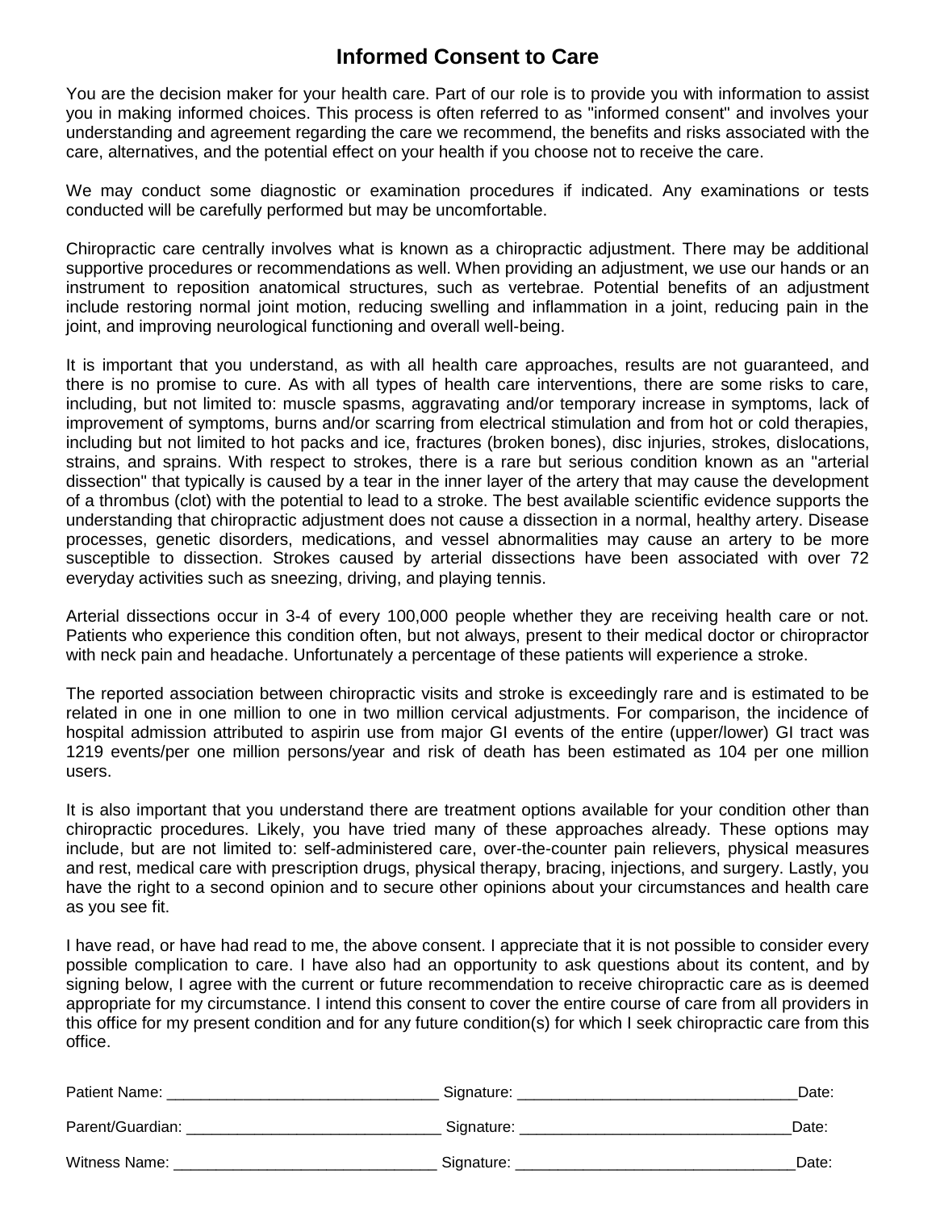# Informed Consent to Care

You are the decision maker for your health care. Part of our role is to provide you with information to assist you in making informed choices. This process is often referred to as "informed consent" and involves your understanding and agreement regarding the care we recommend, the benefits and risks associated with the care, alternatives, and the potential effect on your health if you choose not to receive the care.

We may conduct some diagnostic or examination procedures if indicated. Any examinations or tests conducted will be carefully performed but may be uncomfortable.

Chiropractic care centrally involves what is known as a chiropractic adjustment. There may be additional supportive procedures or recommendations as well. When providing an adjustment, we use our hands or an instrument to reposition anatomical structures, such as vertebrae. Potential benefits of an adjustment include restoring normal joint motion, reducing swelling and inflammation in a joint, reducing pain in the joint, and improving neurological functioning and overall well-being.

It is important that you understand, as with all health care approaches, results are not guaranteed, and there is no promise to cure. As with all types of health care interventions, there are some risks to care, including, but not limited to: muscle spasms, aggravating and/or temporary increase in symptoms, lack of improvement of symptoms, burns and/or scarring from electrical stimulation and from hot or cold therapies, including but not limited to hot packs and ice, fractures (broken bones), disc injuries, strokes, dislocations, strains, and sprains. With respect to strokes, there is a rare but serious condition known as an "arterial dissection" that typically is caused by a tear in the inner layer of the artery that may cause the development of a thrombus (clot) with the potential to lead to a stroke. The best available scientific evidence supports the understanding that chiropractic adjustment does not cause a dissection in a normal, healthy artery. Disease processes, genetic disorders, medications, and vessel abnormalities may cause an artery to be more susceptible to dissection. Strokes caused by arterial dissections have been associated with over 72 everyday activities such as sneezing, driving, and playing tennis.

Arterial dissections occur in 3-4 of every 100,000 people whether they are receiving health care or not. Patients who experience this condition often, but not always, present to their medical doctor or chiropractor with neck pain and headache. Unfortunately a percentage of these patients will experience a stroke.

The reported association between chiropractic visits and stroke is exceedingly rare and is estimated to be related in one in one million to one in two million cervical adjustments. For comparison, the incidence of hospital admission attributed to aspirin use from major GI events of the entire (upper/lower) GI tract was 1219 events/per one million persons/year and risk of death has been estimated as 104 per one million users.

It is also important that you understand there are treatment options available for your condition other than chiropractic procedures. Likely, you have tried many of these approaches already. These options may include, but are not limited to: self-administered care, over-the-counter pain relievers, physical measures and rest, medical care with prescription drugs, physical therapy, bracing, injections, and surgery. Lastly, you have the right to a second opinion and to secure other opinions about your circumstances and health care as you see fit.

I have read, or have had read to me, the above consent. I appreciate that it is not possible to consider every possible complication to care. I have also had an opportunity to ask questions about its content, and by signing below, I agree with the current or future recommendation to receive chiropractic care as is deemed appropriate for my circumstance. I intend this consent to cover the entire course of care from all providers in this office for my present condition and for any future condition(s) for which I seek chiropractic care from this office.

Patient Name: ________________________________ Signature: _________________________________Date:

Parent/Guardian: ______________________________ Signature: ________________________________Date:

Witness Name: _______________________________ Signature: _________________________________Date: